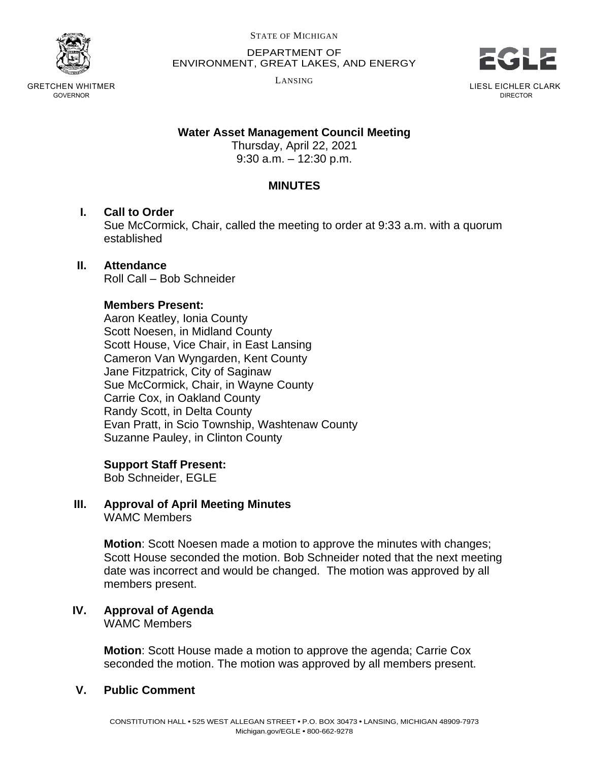STATE OF MICHIGAN

DEPARTMENT OF
ENVIRONMENT, GREAT LAKES, AND ENERGY

LANSING

GRETCHEN WHITMER
GOVERNOR

LIESL EICHLER CLARK
DIRECTOR

**Water Asset Management Council Meeting**
Thursday, April 22, 2021
9:30 a.m. – 12:30 p.m.

## MINUTES

**I. Call to Order**
Sue McCormick, Chair, called the meeting to order at 9:33 a.m. with a quorum established

**II. Attendance**
Roll Call – Bob Schneider

**Members Present:**
Aaron Keatley, Ionia County
Scott Noesen, in Midland County
Scott House, Vice Chair, in East Lansing
Cameron Van Wyngarden, Kent County
Jane Fitzpatrick, City of Saginaw
Sue McCormick, Chair, in Wayne County
Carrie Cox, in Oakland County
Randy Scott, in Delta County
Evan Pratt, in Scio Township, Washtenaw County
Suzanne Pauley, in Clinton County

**Support Staff Present:**
Bob Schneider, EGLE

**III. Approval of April Meeting Minutes**
WAMC Members

**Motion**: Scott Noesen made a motion to approve the minutes with changes; Scott House seconded the motion. Bob Schneider noted that the next meeting date was incorrect and would be changed. The motion was approved by all members present.

**IV. Approval of Agenda**
WAMC Members

**Motion**: Scott House made a motion to approve the agenda; Carrie Cox seconded the motion. The motion was approved by all members present.

**V. Public Comment**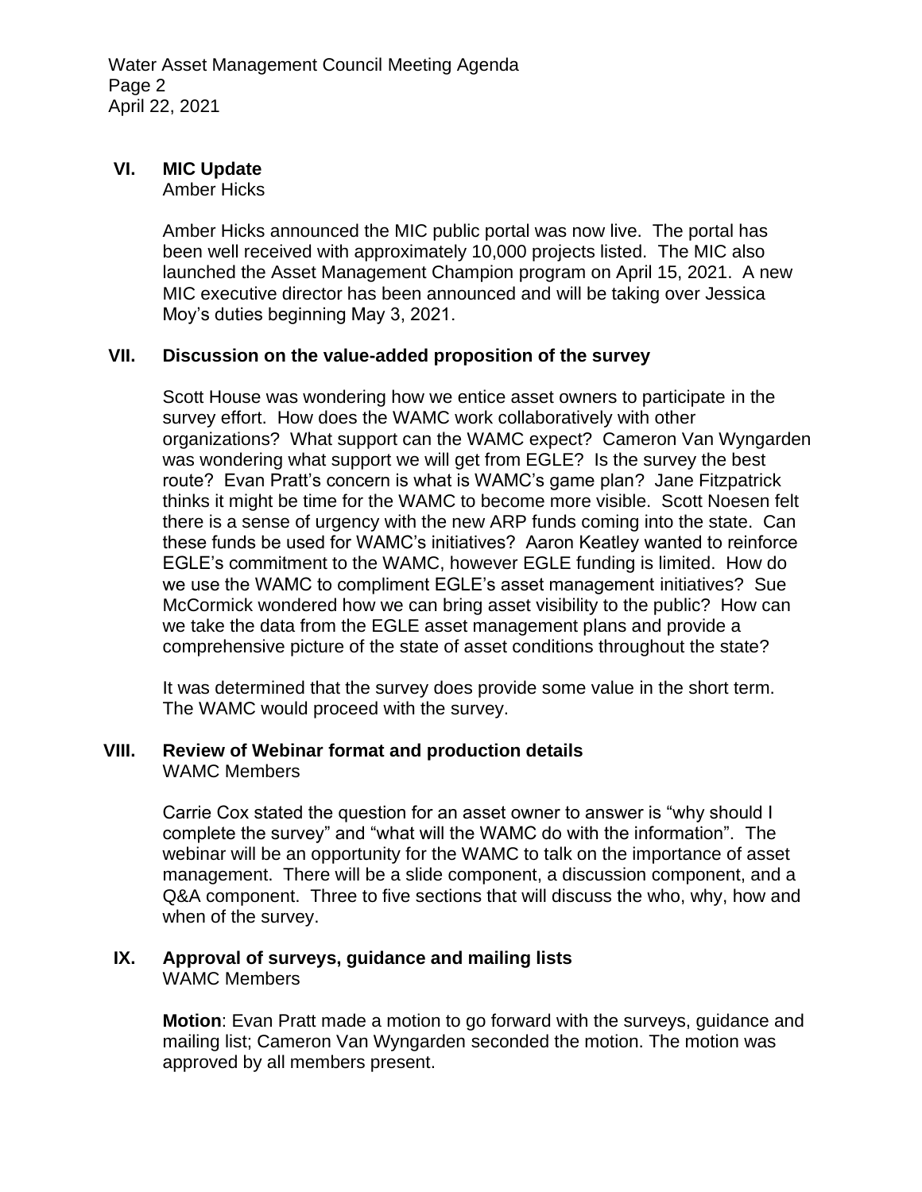## VI. MIC Update

Amber Hicks

Amber Hicks announced the MIC public portal was now live. The portal has been well received with approximately 10,000 projects listed. The MIC also launched the Asset Management Champion program on April 15, 2021. A new MIC executive director has been announced and will be taking over Jessica Moy's duties beginning May 3, 2021.

## VII. Discussion on the value-added proposition of the survey

Scott House was wondering how we entice asset owners to participate in the survey effort. How does the WAMC work collaboratively with other organizations? What support can the WAMC expect? Cameron Van Wyngarden was wondering what support we will get from EGLE? Is the survey the best route? Evan Pratt's concern is what is WAMC's game plan? Jane Fitzpatrick thinks it might be time for the WAMC to become more visible. Scott Noesen felt there is a sense of urgency with the new ARP funds coming into the state. Can these funds be used for WAMC's initiatives? Aaron Keatley wanted to reinforce EGLE's commitment to the WAMC, however EGLE funding is limited. How do we use the WAMC to compliment EGLE's asset management initiatives? Sue McCormick wondered how we can bring asset visibility to the public? How can we take the data from the EGLE asset management plans and provide a comprehensive picture of the state of asset conditions throughout the state?

It was determined that the survey does provide some value in the short term. The WAMC would proceed with the survey.

## VIII. Review of Webinar format and production details

WAMC Members

Carrie Cox stated the question for an asset owner to answer is "why should I complete the survey" and "what will the WAMC do with the information". The webinar will be an opportunity for the WAMC to talk on the importance of asset management. There will be a slide component, a discussion component, and a Q&A component. Three to five sections that will discuss the who, why, how and when of the survey.

## IX. Approval of surveys, guidance and mailing lists

WAMC Members

**Motion**: Evan Pratt made a motion to go forward with the surveys, guidance and mailing list; Cameron Van Wyngarden seconded the motion. The motion was approved by all members present.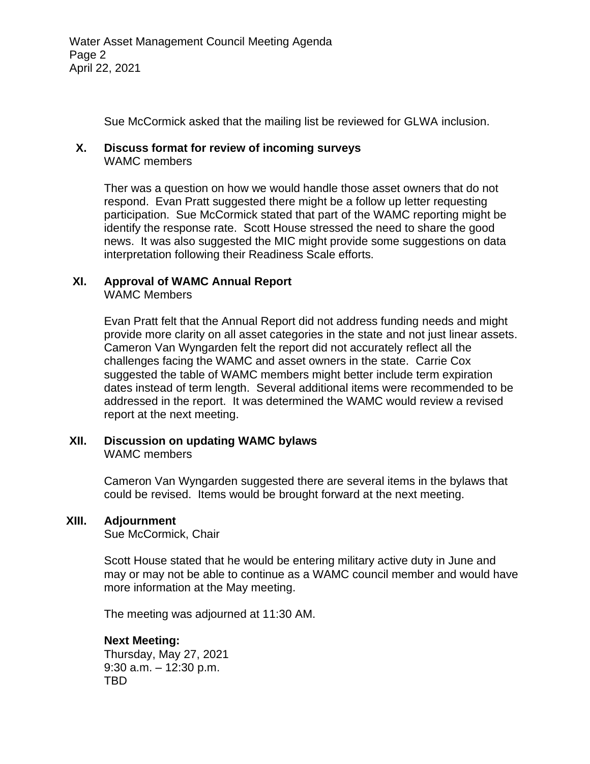Sue McCormick asked that the mailing list be reviewed for GLWA inclusion.

## X. Discuss format for review of incoming surveys

WAMC members

Ther was a question on how we would handle those asset owners that do not respond. Evan Pratt suggested there might be a follow up letter requesting participation. Sue McCormick stated that part of the WAMC reporting might be identify the response rate. Scott House stressed the need to share the good news. It was also suggested the MIC might provide some suggestions on data interpretation following their Readiness Scale efforts.

## XI. Approval of WAMC Annual Report

WAMC Members

Evan Pratt felt that the Annual Report did not address funding needs and might provide more clarity on all asset categories in the state and not just linear assets. Cameron Van Wyngarden felt the report did not accurately reflect all the challenges facing the WAMC and asset owners in the state. Carrie Cox suggested the table of WAMC members might better include term expiration dates instead of term length. Several additional items were recommended to be addressed in the report. It was determined the WAMC would review a revised report at the next meeting.

## XII. Discussion on updating WAMC bylaws

WAMC members

Cameron Van Wyngarden suggested there are several items in the bylaws that could be revised. Items would be brought forward at the next meeting.

## XIII. Adjournment

Sue McCormick, Chair

Scott House stated that he would be entering military active duty in June and may or may not be able to continue as a WAMC council member and would have more information at the May meeting.

The meeting was adjourned at 11:30 AM.

**Next Meeting:**
Thursday, May 27, 2021
9:30 a.m. – 12:30 p.m.
TBD